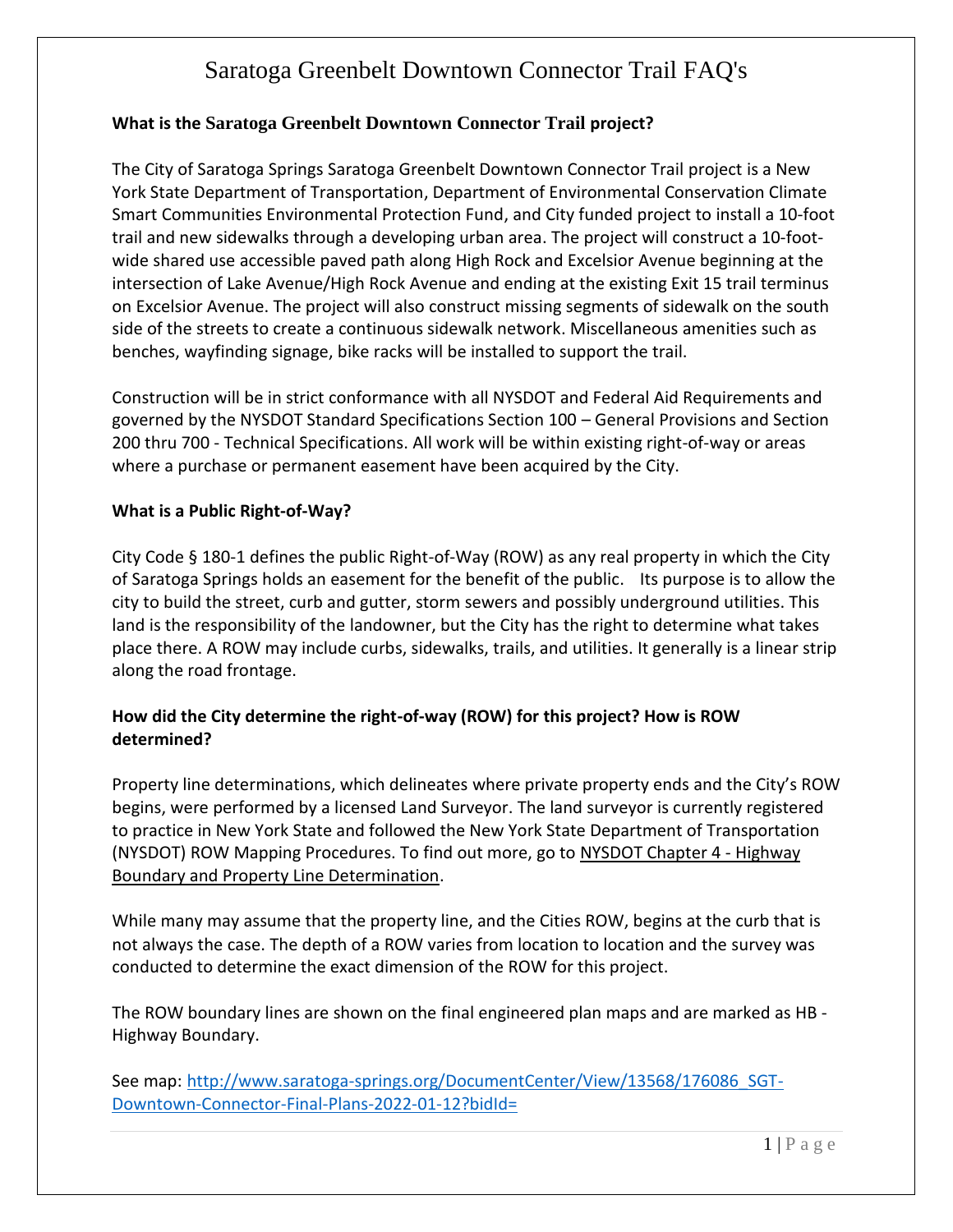# Saratoga Greenbelt Downtown Connector Trail FAQ's

**What is the Saratoga Greenbelt Downtown Connector Trail project?**

The City of Saratoga Springs Saratoga Greenbelt Downtown Connector Trail project is a New York State Department of Transportation, Department of Environmental Conservation Climate Smart Communities Environmental Protection Fund, and City funded project to install a 10-foot trail and new sidewalks through a developing urban area. The project will construct a 10-foot-wide shared use accessible paved path along High Rock and Excelsior Avenue beginning at the intersection of Lake Avenue/High Rock Avenue and ending at the existing Exit 15 trail terminus on Excelsior Avenue. The project will also construct missing segments of sidewalk on the south side of the streets to create a continuous sidewalk network. Miscellaneous amenities such as benches, wayfinding signage, bike racks will be installed to support the trail.

Construction will be in strict conformance with all NYSDOT and Federal Aid Requirements and governed by the NYSDOT Standard Specifications Section 100 – General Provisions and Section 200 thru 700 - Technical Specifications. All work will be within existing right-of-way or areas where a purchase or permanent easement have been acquired by the City.

**What is a Public Right-of-Way?**

City Code § 180-1 defines the public Right-of-Way (ROW) as any real property in which the City of Saratoga Springs holds an easement for the benefit of the public. Its purpose is to allow the city to build the street, curb and gutter, storm sewers and possibly underground utilities. This land is the responsibility of the landowner, but the City has the right to determine what takes place there. A ROW may include curbs, sidewalks, trails, and utilities. It generally is a linear strip along the road frontage.

**How did the City determine the right-of-way (ROW) for this project? How is ROW determined?**

Property line determinations, which delineates where private property ends and the City's ROW begins, were performed by a licensed Land Surveyor. The land surveyor is currently registered to practice in New York State and followed the New York State Department of Transportation (NYSDOT) ROW Mapping Procedures. To find out more, go to NYSDOT Chapter 4 - Highway Boundary and Property Line Determination.

While many may assume that the property line, and the Cities ROW, begins at the curb that is not always the case. The depth of a ROW varies from location to location and the survey was conducted to determine the exact dimension of the ROW for this project.

The ROW boundary lines are shown on the final engineered plan maps and are marked as HB - Highway Boundary.

See map: http://www.saratoga-springs.org/DocumentCenter/View/13568/176086_SGT-Downtown-Connector-Final-Plans-2022-01-12?bidId=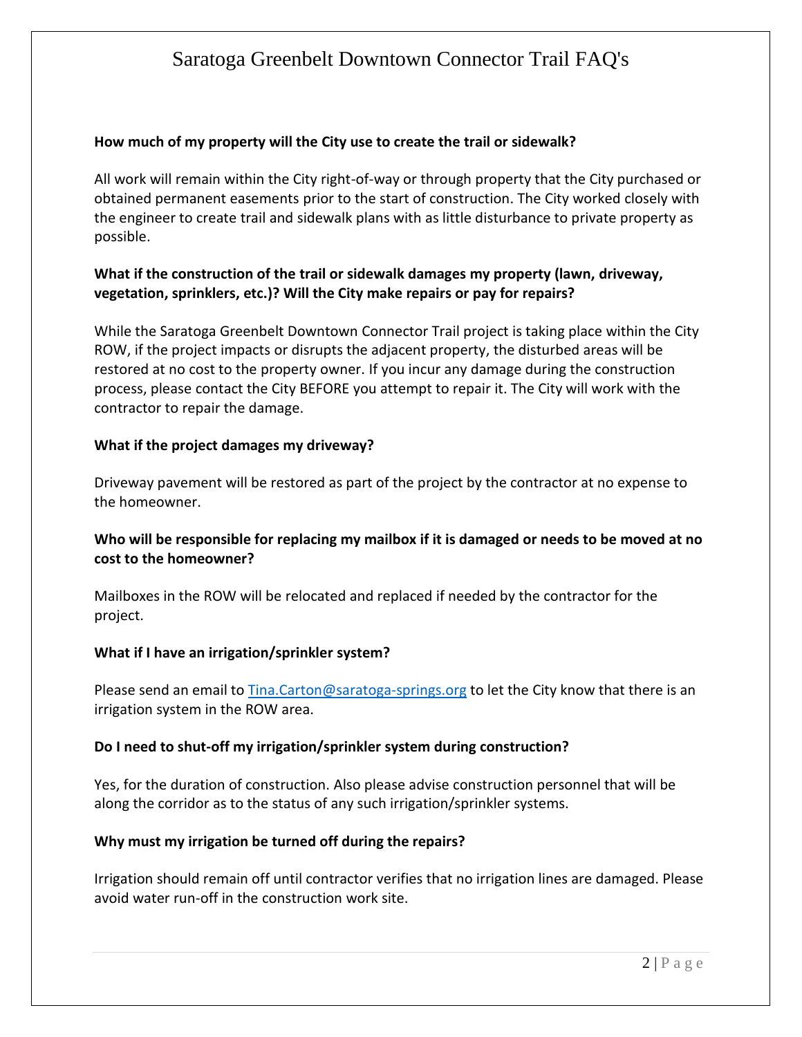# Saratoga Greenbelt Downtown Connector Trail FAQ's

**How much of my property will the City use to create the trail or sidewalk?**

All work will remain within the City right-of-way or through property that the City purchased or obtained permanent easements prior to the start of construction. The City worked closely with the engineer to create trail and sidewalk plans with as little disturbance to private property as possible.

**What if the construction of the trail or sidewalk damages my property (lawn, driveway, vegetation, sprinklers, etc.)? Will the City make repairs or pay for repairs?**

While the Saratoga Greenbelt Downtown Connector Trail project is taking place within the City ROW, if the project impacts or disrupts the adjacent property, the disturbed areas will be restored at no cost to the property owner. If you incur any damage during the construction process, please contact the City BEFORE you attempt to repair it. The City will work with the contractor to repair the damage.

**What if the project damages my driveway?**

Driveway pavement will be restored as part of the project by the contractor at no expense to the homeowner.

**Who will be responsible for replacing my mailbox if it is damaged or needs to be moved at no cost to the homeowner?**

Mailboxes in the ROW will be relocated and replaced if needed by the contractor for the project.

**What if I have an irrigation/sprinkler system?**

Please send an email to [Tina.Carton@saratoga-springs.org](mailto:Tina.Carton@saratoga-springs.org) to let the City know that there is an irrigation system in the ROW area.

**Do I need to shut-off my irrigation/sprinkler system during construction?**

Yes, for the duration of construction. Also please advise construction personnel that will be along the corridor as to the status of any such irrigation/sprinkler systems.

**Why must my irrigation be turned off during the repairs?**

Irrigation should remain off until contractor verifies that no irrigation lines are damaged. Please avoid water run-off in the construction work site.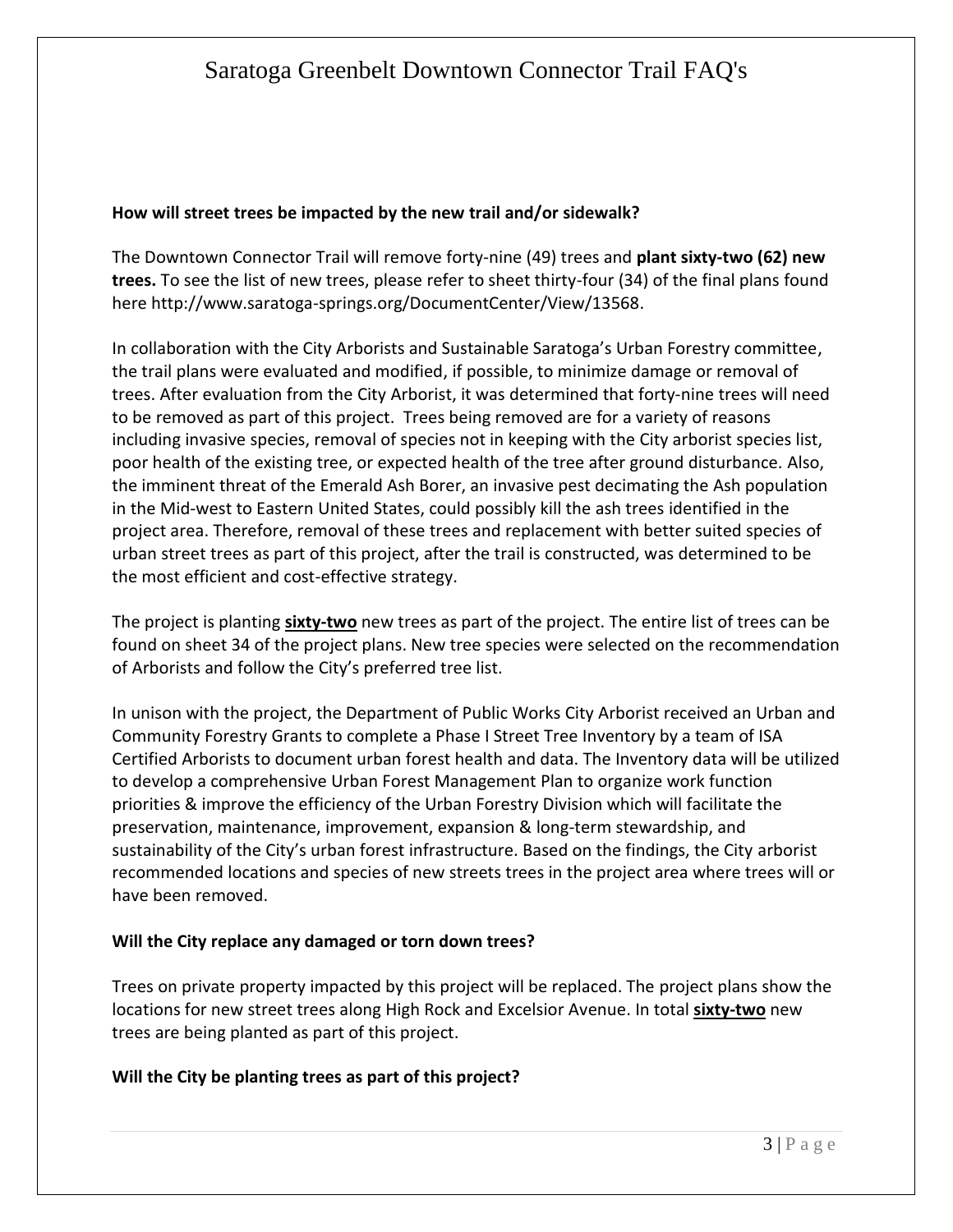**How will street trees be impacted by the new trail and/or sidewalk?**

The Downtown Connector Trail will remove forty-nine (49) trees and **plant sixty-two (62) new trees.** To see the list of new trees, please refer to sheet thirty-four (34) of the final plans found here http://www.saratoga-springs.org/DocumentCenter/View/13568.

In collaboration with the City Arborists and Sustainable Saratoga's Urban Forestry committee, the trail plans were evaluated and modified, if possible, to minimize damage or removal of trees. After evaluation from the City Arborist, it was determined that forty-nine trees will need to be removed as part of this project. Trees being removed are for a variety of reasons including invasive species, removal of species not in keeping with the City arborist species list, poor health of the existing tree, or expected health of the tree after ground disturbance. Also, the imminent threat of the Emerald Ash Borer, an invasive pest decimating the Ash population in the Mid-west to Eastern United States, could possibly kill the ash trees identified in the project area. Therefore, removal of these trees and replacement with better suited species of urban street trees as part of this project, after the trail is constructed, was determined to be the most efficient and cost-effective strategy.

The project is planting **sixty-two** new trees as part of the project. The entire list of trees can be found on sheet 34 of the project plans. New tree species were selected on the recommendation of Arborists and follow the City's preferred tree list.

In unison with the project, the Department of Public Works City Arborist received an Urban and Community Forestry Grants to complete a Phase I Street Tree Inventory by a team of ISA Certified Arborists to document urban forest health and data. The Inventory data will be utilized to develop a comprehensive Urban Forest Management Plan to organize work function priorities & improve the efficiency of the Urban Forestry Division which will facilitate the preservation, maintenance, improvement, expansion & long-term stewardship, and sustainability of the City's urban forest infrastructure. Based on the findings, the City arborist recommended locations and species of new streets trees in the project area where trees will or have been removed.

**Will the City replace any damaged or torn down trees?**

Trees on private property impacted by this project will be replaced. The project plans show the locations for new street trees along High Rock and Excelsior Avenue. In total **sixty-two** new trees are being planted as part of this project.

**Will the City be planting trees as part of this project?**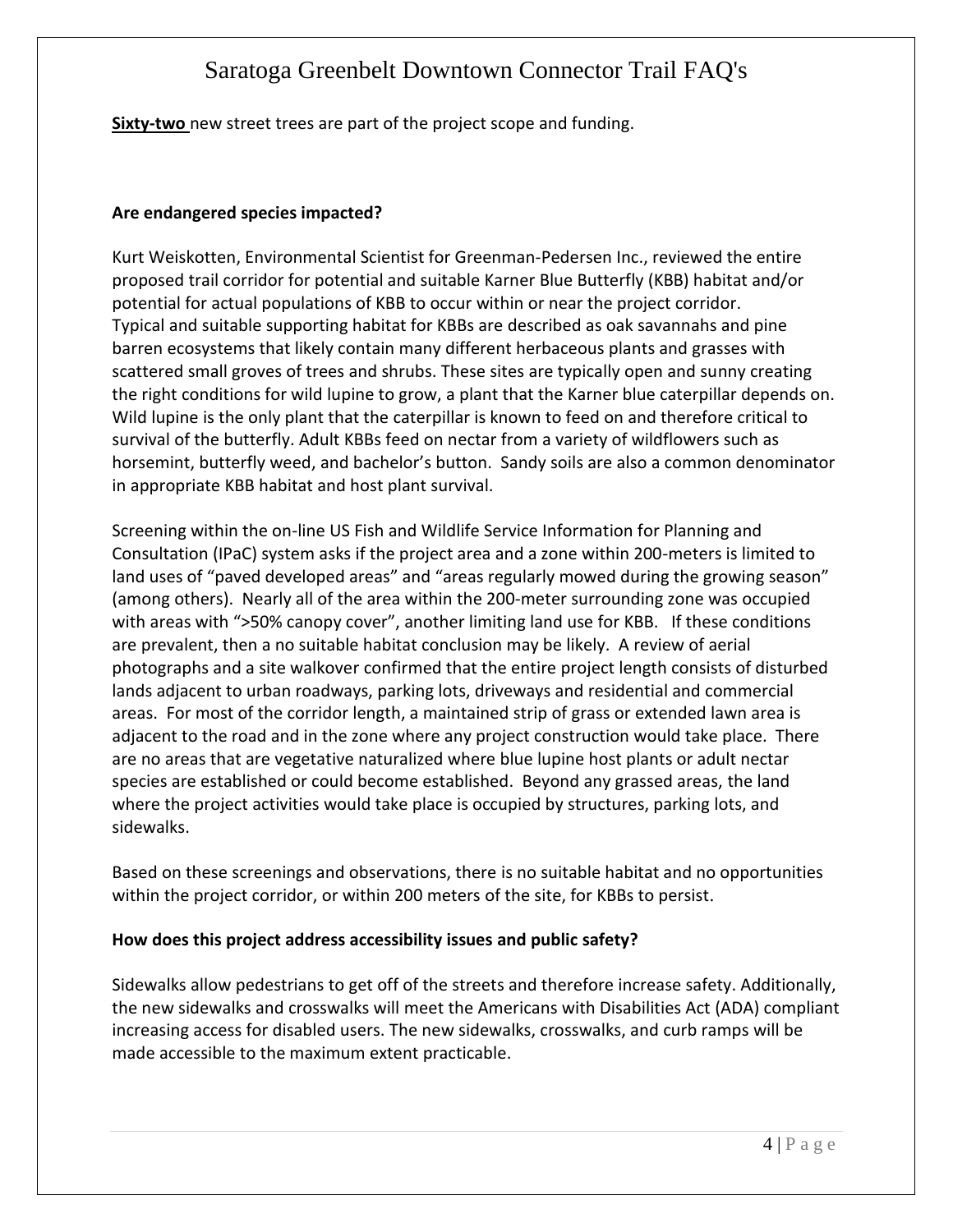**Sixty-two** new street trees are part of the project scope and funding.

**Are endangered species impacted?**

Kurt Weiskotten, Environmental Scientist for Greenman-Pedersen Inc., reviewed the entire proposed trail corridor for potential and suitable Karner Blue Butterfly (KBB) habitat and/or potential for actual populations of KBB to occur within or near the project corridor. Typical and suitable supporting habitat for KBBs are described as oak savannahs and pine barren ecosystems that likely contain many different herbaceous plants and grasses with scattered small groves of trees and shrubs. These sites are typically open and sunny creating the right conditions for wild lupine to grow, a plant that the Karner blue caterpillar depends on. Wild lupine is the only plant that the caterpillar is known to feed on and therefore critical to survival of the butterfly. Adult KBBs feed on nectar from a variety of wildflowers such as horsemint, butterfly weed, and bachelor's button. Sandy soils are also a common denominator in appropriate KBB habitat and host plant survival.

Screening within the on-line US Fish and Wildlife Service Information for Planning and Consultation (IPaC) system asks if the project area and a zone within 200-meters is limited to land uses of "paved developed areas" and "areas regularly mowed during the growing season" (among others). Nearly all of the area within the 200-meter surrounding zone was occupied with areas with ">50% canopy cover", another limiting land use for KBB. If these conditions are prevalent, then a no suitable habitat conclusion may be likely. A review of aerial photographs and a site walkover confirmed that the entire project length consists of disturbed lands adjacent to urban roadways, parking lots, driveways and residential and commercial areas. For most of the corridor length, a maintained strip of grass or extended lawn area is adjacent to the road and in the zone where any project construction would take place. There are no areas that are vegetative naturalized where blue lupine host plants or adult nectar species are established or could become established. Beyond any grassed areas, the land where the project activities would take place is occupied by structures, parking lots, and sidewalks.

Based on these screenings and observations, there is no suitable habitat and no opportunities within the project corridor, or within 200 meters of the site, for KBBs to persist.

**How does this project address accessibility issues and public safety?**

Sidewalks allow pedestrians to get off of the streets and therefore increase safety. Additionally, the new sidewalks and crosswalks will meet the Americans with Disabilities Act (ADA) compliant increasing access for disabled users. The new sidewalks, crosswalks, and curb ramps will be made accessible to the maximum extent practicable.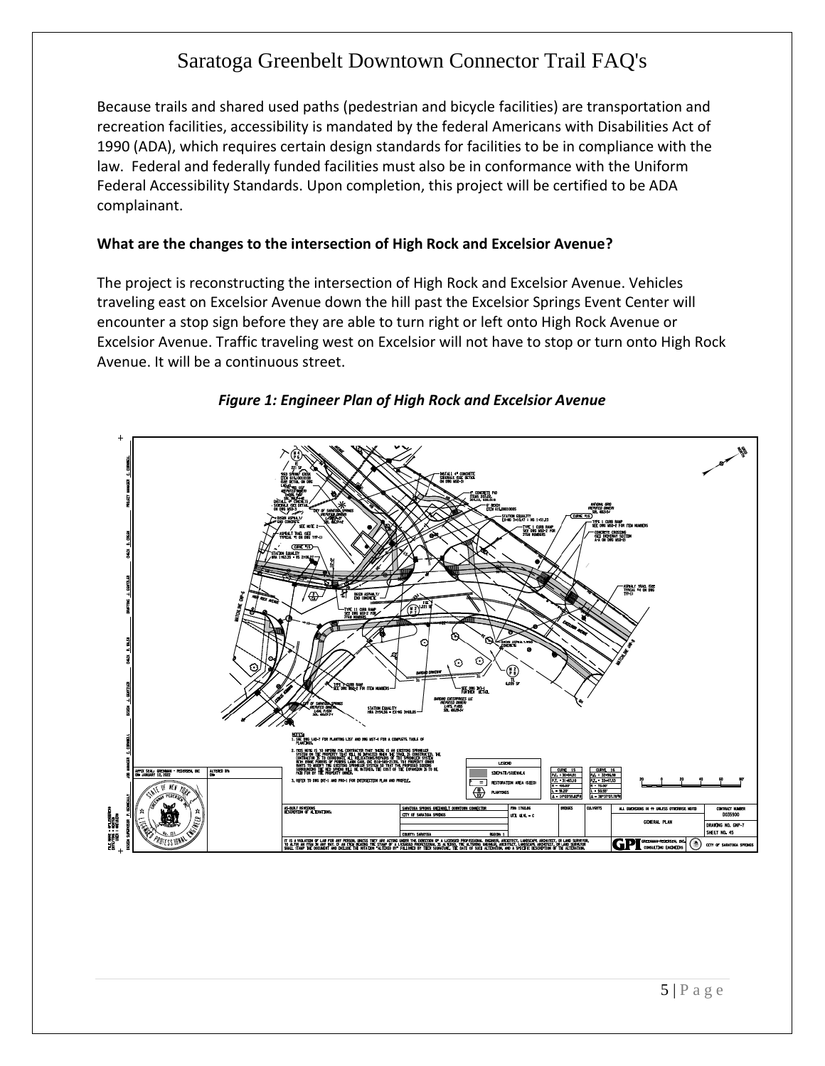Because trails and shared used paths (pedestrian and bicycle facilities) are transportation and recreation facilities, accessibility is mandated by the federal Americans with Disabilities Act of 1990 (ADA), which requires certain design standards for facilities to be in compliance with the law. Federal and federally funded facilities must also be in conformance with the Uniform Federal Accessibility Standards. Upon completion, this project will be certified to be ADA complainant.

**What are the changes to the intersection of High Rock and Excelsior Avenue?**

The project is reconstructing the intersection of High Rock and Excelsior Avenue. Vehicles traveling east on Excelsior Avenue down the hill past the Excelsior Springs Event Center will encounter a stop sign before they are able to turn right or left onto High Rock Avenue or Excelsior Avenue. Traffic traveling west on Excelsior will not have to stop or turn onto High Rock Avenue. It will be a continuous street.

***Figure 1: Engineer Plan of High Rock and Excelsior Avenue***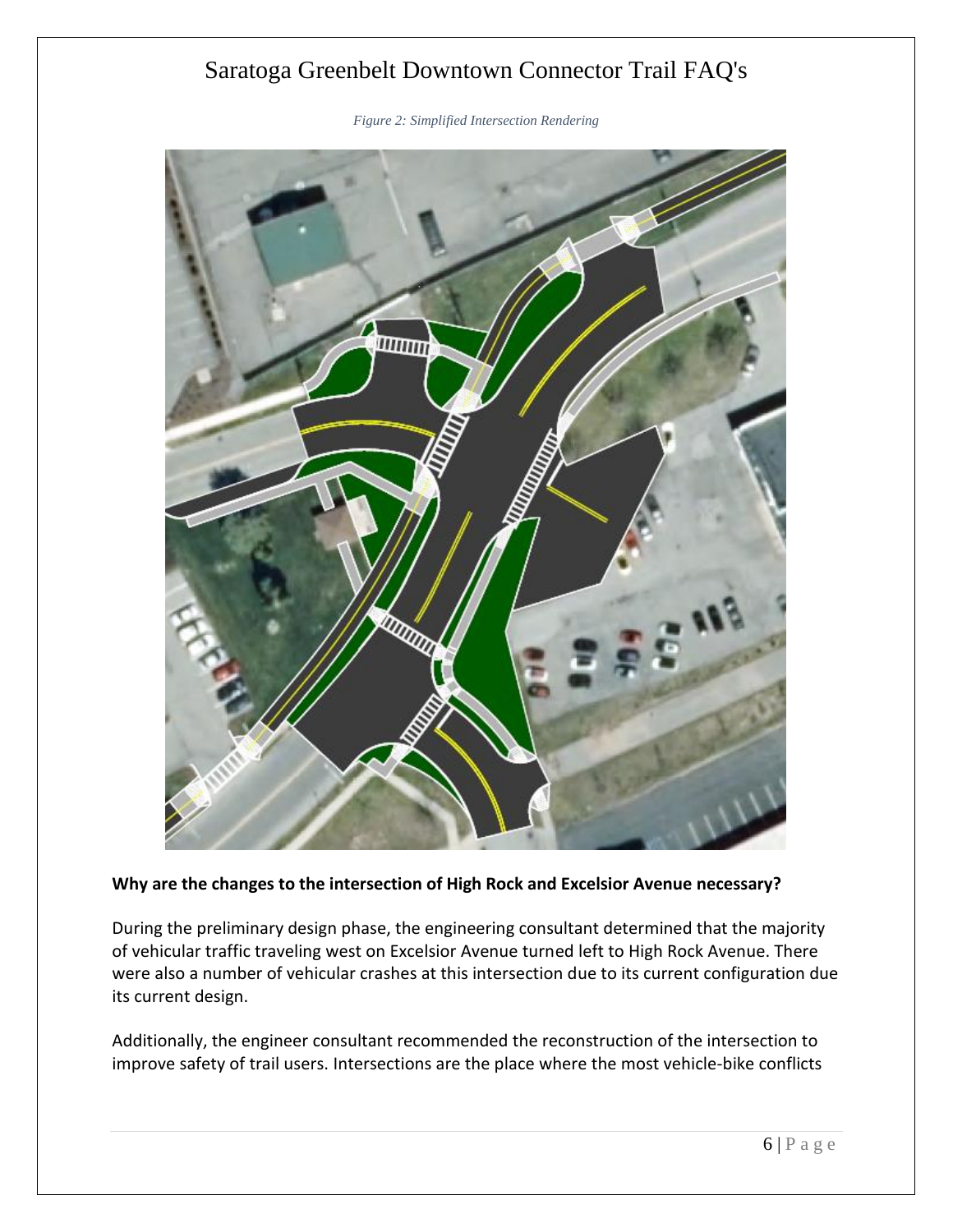*Figure 2: Simplified Intersection Rendering*

**Why are the changes to the intersection of High Rock and Excelsior Avenue necessary?**

During the preliminary design phase, the engineering consultant determined that the majority of vehicular traffic traveling west on Excelsior Avenue turned left to High Rock Avenue. There were also a number of vehicular crashes at this intersection due to its current configuration due its current design.

Additionally, the engineer consultant recommended the reconstruction of the intersection to improve safety of trail users. Intersections are the place where the most vehicle-bike conflicts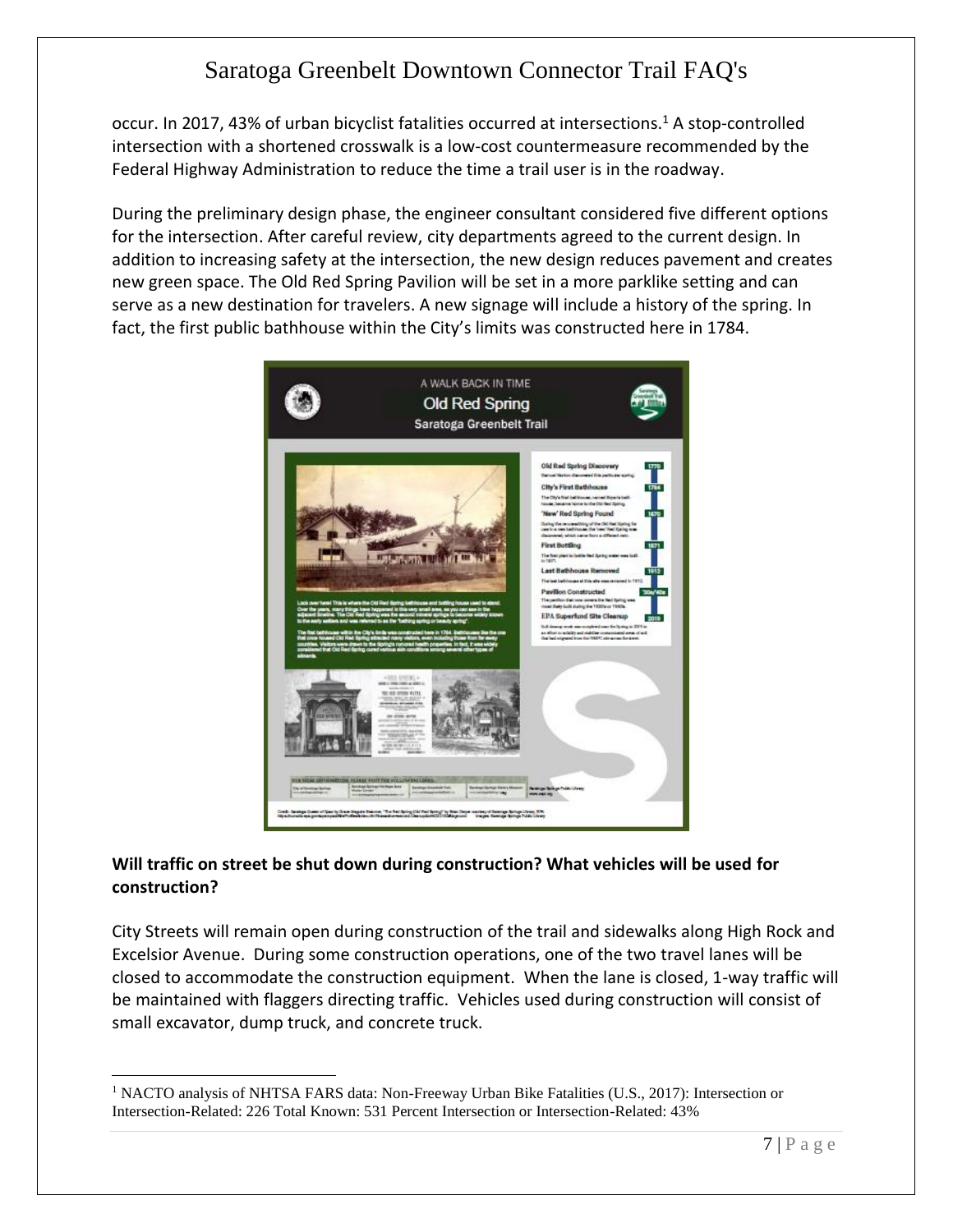occur. In 2017, 43% of urban bicyclist fatalities occurred at intersections.[1] A stop-controlled intersection with a shortened crosswalk is a low-cost countermeasure recommended by the Federal Highway Administration to reduce the time a trail user is in the roadway.

During the preliminary design phase, the engineer consultant considered five different options for the intersection. After careful review, city departments agreed to the current design. In addition to increasing safety at the intersection, the new design reduces pavement and creates new green space. The Old Red Spring Pavilion will be set in a more parklike setting and can serve as a new destination for travelers. A new signage will include a history of the spring. In fact, the first public bathhouse within the City's limits was constructed here in 1784.

**Will traffic on street be shut down during construction? What vehicles will be used for construction?**

City Streets will remain open during construction of the trail and sidewalks along High Rock and Excelsior Avenue. During some construction operations, one of the two travel lanes will be closed to accommodate the construction equipment. When the lane is closed, 1-way traffic will be maintained with flaggers directing traffic. Vehicles used during construction will consist of small excavator, dump truck, and concrete truck.

[1] NACTO analysis of NHTSA FARS data: Non-Freeway Urban Bike Fatalities (U.S., 2017): Intersection or Intersection-Related: 226 Total Known: 531 Percent Intersection or Intersection-Related: 43%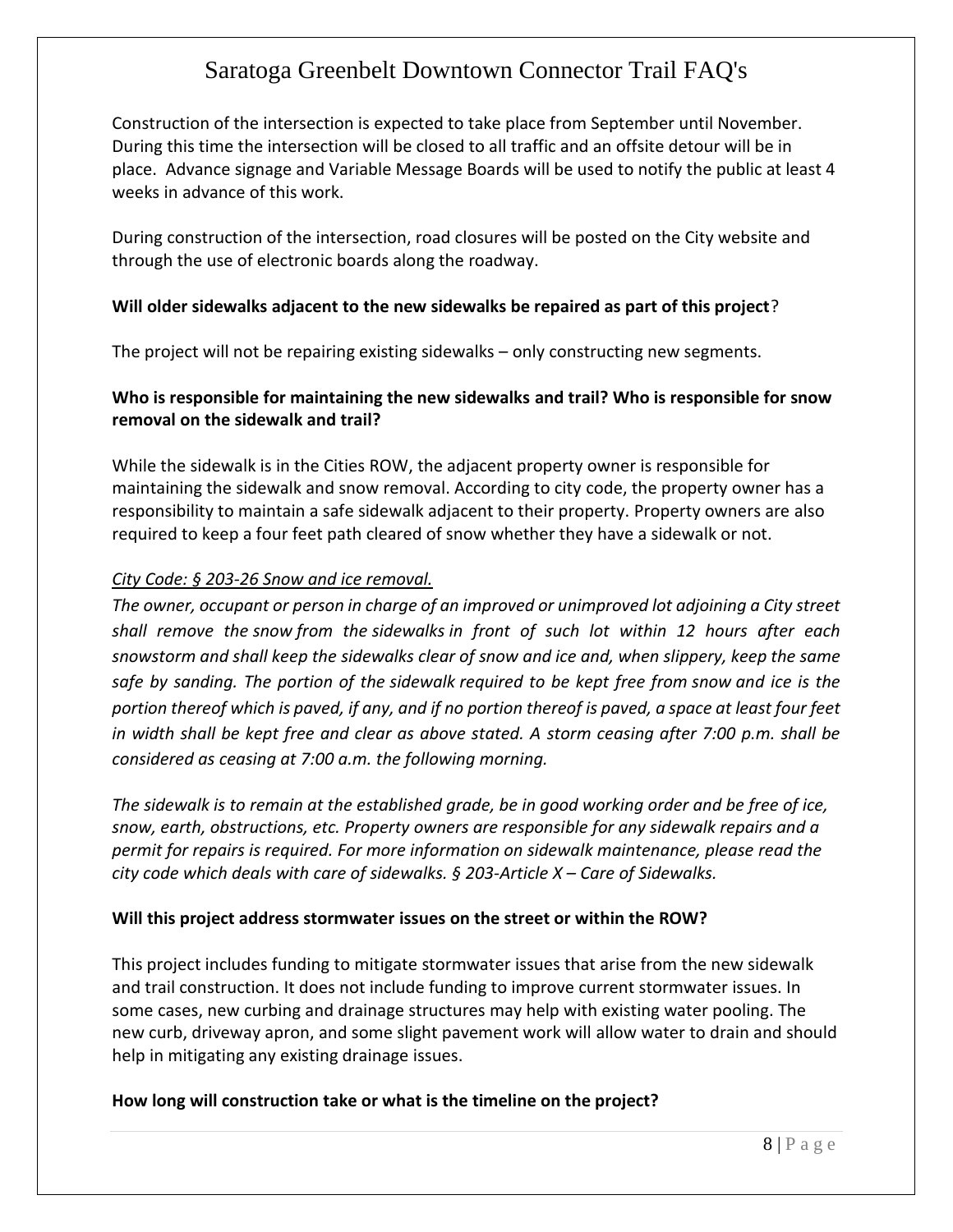Construction of the intersection is expected to take place from September until November. During this time the intersection will be closed to all traffic and an offsite detour will be in place. Advance signage and Variable Message Boards will be used to notify the public at least 4 weeks in advance of this work.

During construction of the intersection, road closures will be posted on the City website and through the use of electronic boards along the roadway.

**Will older sidewalks adjacent to the new sidewalks be repaired as part of this project**?

The project will not be repairing existing sidewalks – only constructing new segments.

**Who is responsible for maintaining the new sidewalks and trail? Who is responsible for snow removal on the sidewalk and trail?**

While the sidewalk is in the Cities ROW, the adjacent property owner is responsible for maintaining the sidewalk and snow removal. According to city code, the property owner has a responsibility to maintain a safe sidewalk adjacent to their property. Property owners are also required to keep a four feet path cleared of snow whether they have a sidewalk or not.

*City Code: § 203-26 Snow and ice removal.*

*The owner, occupant or person in charge of an improved or unimproved lot adjoining a City street shall remove the snow from the sidewalks in front of such lot within 12 hours after each snowstorm and shall keep the sidewalks clear of snow and ice and, when slippery, keep the same safe by sanding. The portion of the sidewalk required to be kept free from snow and ice is the portion thereof which is paved, if any, and if no portion thereof is paved, a space at least four feet in width shall be kept free and clear as above stated. A storm ceasing after 7:00 p.m. shall be considered as ceasing at 7:00 a.m. the following morning.*

*The sidewalk is to remain at the established grade, be in good working order and be free of ice, snow, earth, obstructions, etc. Property owners are responsible for any sidewalk repairs and a permit for repairs is required. For more information on sidewalk maintenance, please read the city code which deals with care of sidewalks. § 203-Article X – Care of Sidewalks.*

**Will this project address stormwater issues on the street or within the ROW?**

This project includes funding to mitigate stormwater issues that arise from the new sidewalk and trail construction. It does not include funding to improve current stormwater issues. In some cases, new curbing and drainage structures may help with existing water pooling. The new curb, driveway apron, and some slight pavement work will allow water to drain and should help in mitigating any existing drainage issues.

**How long will construction take or what is the timeline on the project?**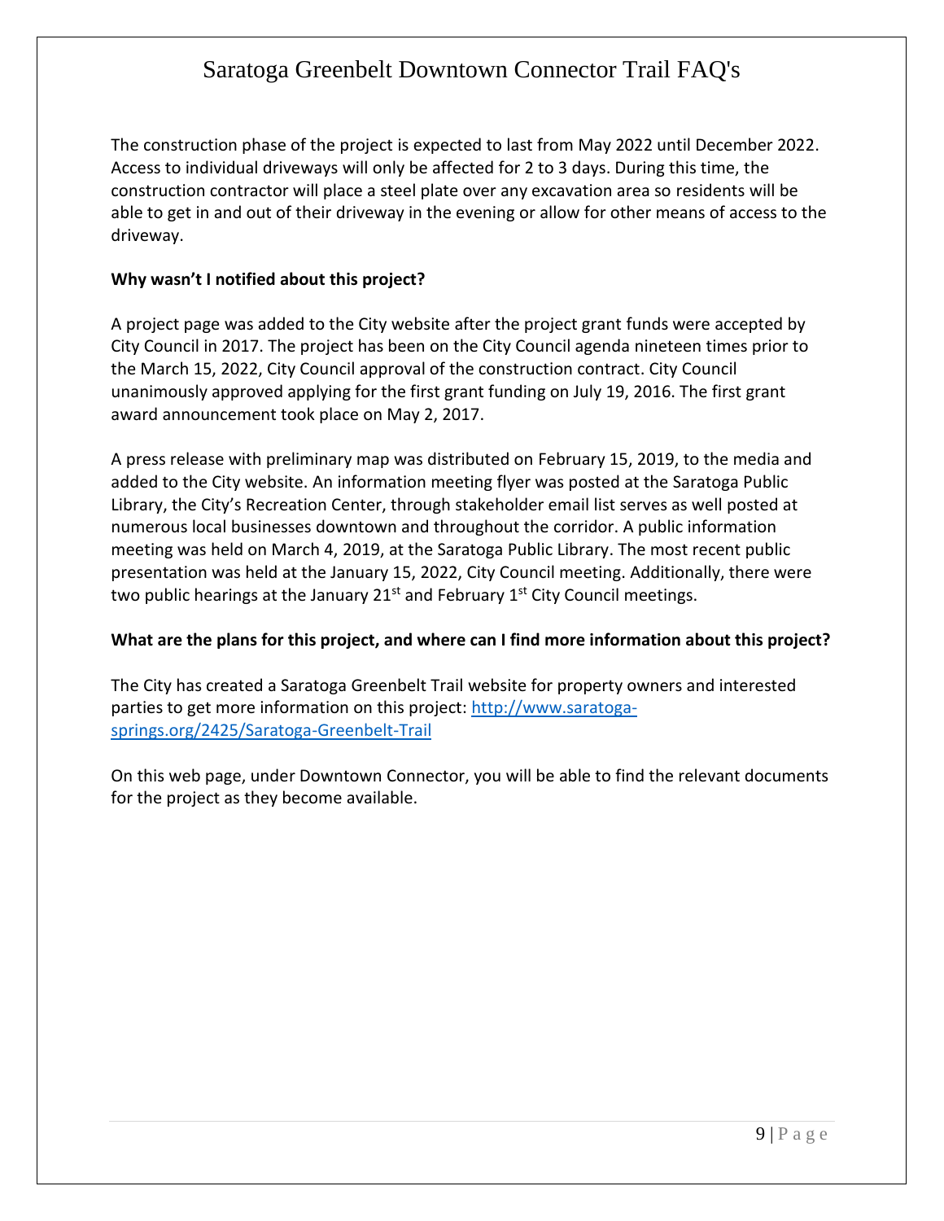The construction phase of the project is expected to last from May 2022 until December 2022. Access to individual driveways will only be affected for 2 to 3 days. During this time, the construction contractor will place a steel plate over any excavation area so residents will be able to get in and out of their driveway in the evening or allow for other means of access to the driveway.

**Why wasn't I notified about this project?**

A project page was added to the City website after the project grant funds were accepted by City Council in 2017. The project has been on the City Council agenda nineteen times prior to the March 15, 2022, City Council approval of the construction contract. City Council unanimously approved applying for the first grant funding on July 19, 2016. The first grant award announcement took place on May 2, 2017.

A press release with preliminary map was distributed on February 15, 2019, to the media and added to the City website. An information meeting flyer was posted at the Saratoga Public Library, the City's Recreation Center, through stakeholder email list serves as well posted at numerous local businesses downtown and throughout the corridor. A public information meeting was held on March 4, 2019, at the Saratoga Public Library. The most recent public presentation was held at the January 15, 2022, City Council meeting. Additionally, there were two public hearings at the January 21st and February 1st City Council meetings.

**What are the plans for this project, and where can I find more information about this project?**

The City has created a Saratoga Greenbelt Trail website for property owners and interested parties to get more information on this project: [http://www.saratoga-springs.org/2425/Saratoga-Greenbelt-Trail](http://www.saratoga-springs.org/2425/Saratoga-Greenbelt-Trail)

On this web page, under Downtown Connector, you will be able to find the relevant documents for the project as they become available.